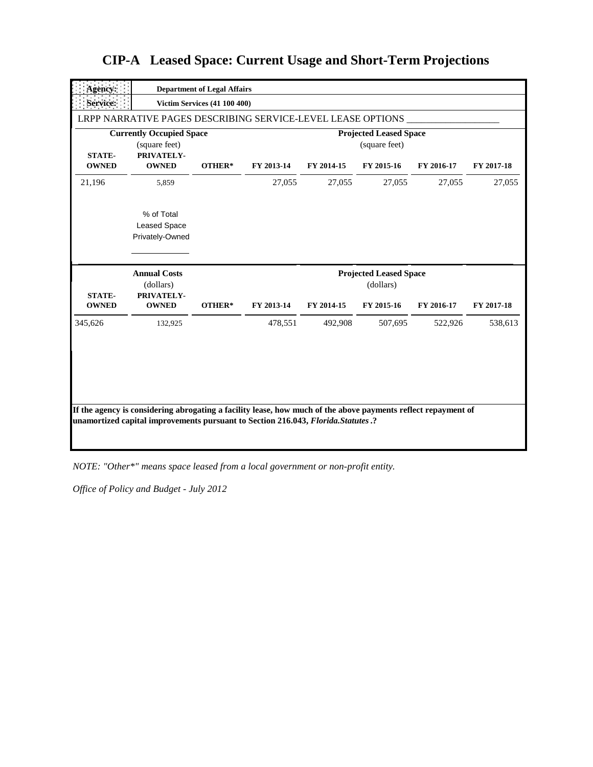# CIP-A Leased Space: Current Usage and Short-Term Projections

| | |
|---|---|
| **Agency:** | **Department of Legal Affairs** |
| **Service:** | **Victim Services (41 100 400)** |

LRPP NARRATIVE PAGES DESCRIBING SERVICE-LEVEL LEASE OPTIONS ___________________

| **Currently Occupied Space** (square feet) | | | **Projected Leased Space** (square feet) | | | | |
|---|---|---|---|---|---|---|---|
| **STATE-OWNED** | **PRIVATELY-OWNED** | **OTHER*** | **FY 2013-14** | **FY 2014-15** | **FY 2015-16** | **FY 2016-17** | **FY 2017-18** |
| 21,196 | 5,859 | | 27,055 | 27,055 | 27,055 | 27,055 | 27,055 |

% of Total Leased Space Privately-Owned ____________

| **Annual Costs** (dollars) | | | **Projected Leased Space** (dollars) | | | | |
|---|---|---|---|---|---|---|---|
| **STATE-OWNED** | **PRIVATELY-OWNED** | **OTHER*** | **FY 2013-14** | **FY 2014-15** | **FY 2015-16** | **FY 2016-17** | **FY 2017-18** |
| 345,626 | 132,925 | | 478,551 | 492,908 | 507,695 | 522,926 | 538,613 |

**If the agency is considering abrogating a facility lease, how much of the above payments reflect repayment of unamortized capital improvements pursuant to Section 216.043, *Florida.Statutes*.?**

*NOTE: "Other*" means space leased from a local government or non-profit entity.*

*Office of Policy and Budget - July 2012*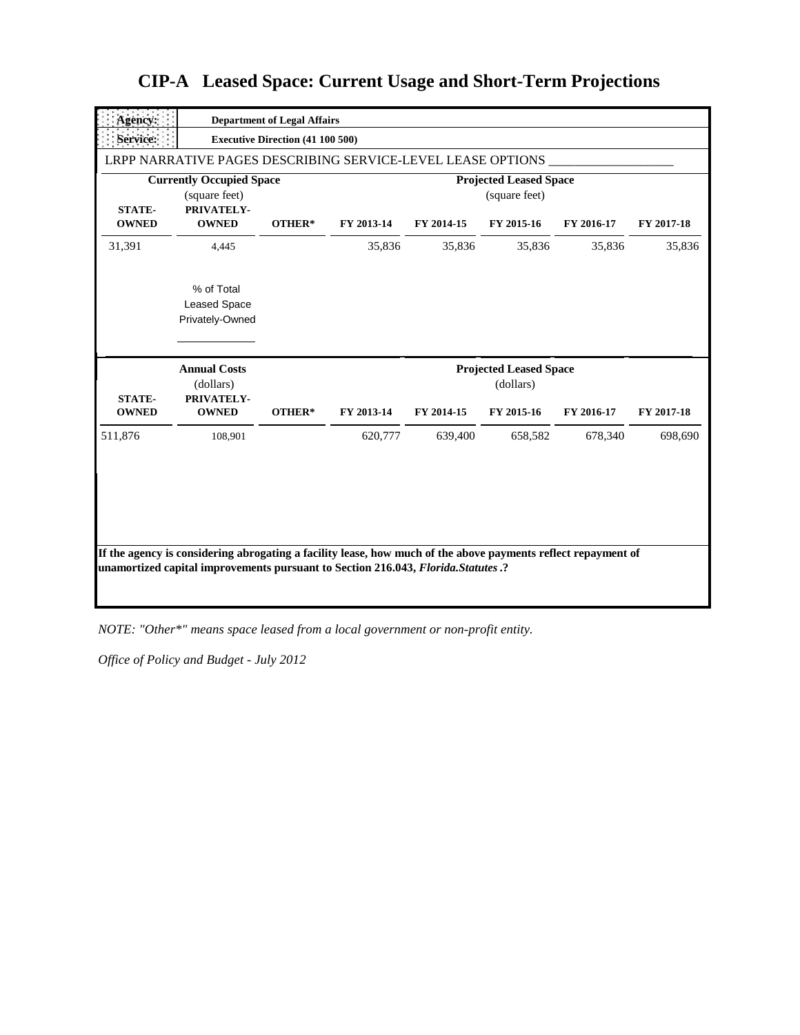# CIP-A Leased Space: Current Usage and Short-Term Projections

| **Agency:** | **Department of Legal Affairs** |
|---|---|
| **Service:** | **Executive Direction (41 100 500)** |

LRPP NARRATIVE PAGES DESCRIBING SERVICE-LEVEL LEASE OPTIONS ____________________

| **Currently Occupied Space** (square feet) | | | **Projected Leased Space** (square feet) | | | | |
|---|---|---|---|---|---|---|---|
| **STATE-OWNED** | **PRIVATELY-OWNED** | **OTHER*** | **FY 2013-14** | **FY 2014-15** | **FY 2015-16** | **FY 2016-17** | **FY 2017-18** |
| 31,391 | 4,445 | | 35,836 | 35,836 | 35,836 | 35,836 | 35,836 |

% of Total Leased Space Privately-Owned ____________

| **Annual Costs** (dollars) | | | **Projected Leased Space** (dollars) | | | | |
|---|---|---|---|---|---|---|---|
| **STATE-OWNED** | **PRIVATELY-OWNED** | **OTHER*** | **FY 2013-14** | **FY 2014-15** | **FY 2015-16** | **FY 2016-17** | **FY 2017-18** |
| 511,876 | 108,901 | | 620,777 | 639,400 | 658,582 | 678,340 | 698,690 |

**If the agency is considering abrogating a facility lease, how much of the above payments reflect repayment of unamortized capital improvements pursuant to Section 216.043, *Florida.Statutes*.?**

*NOTE: "Other*" means space leased from a local government or non-profit entity.*

*Office of Policy and Budget - July 2012*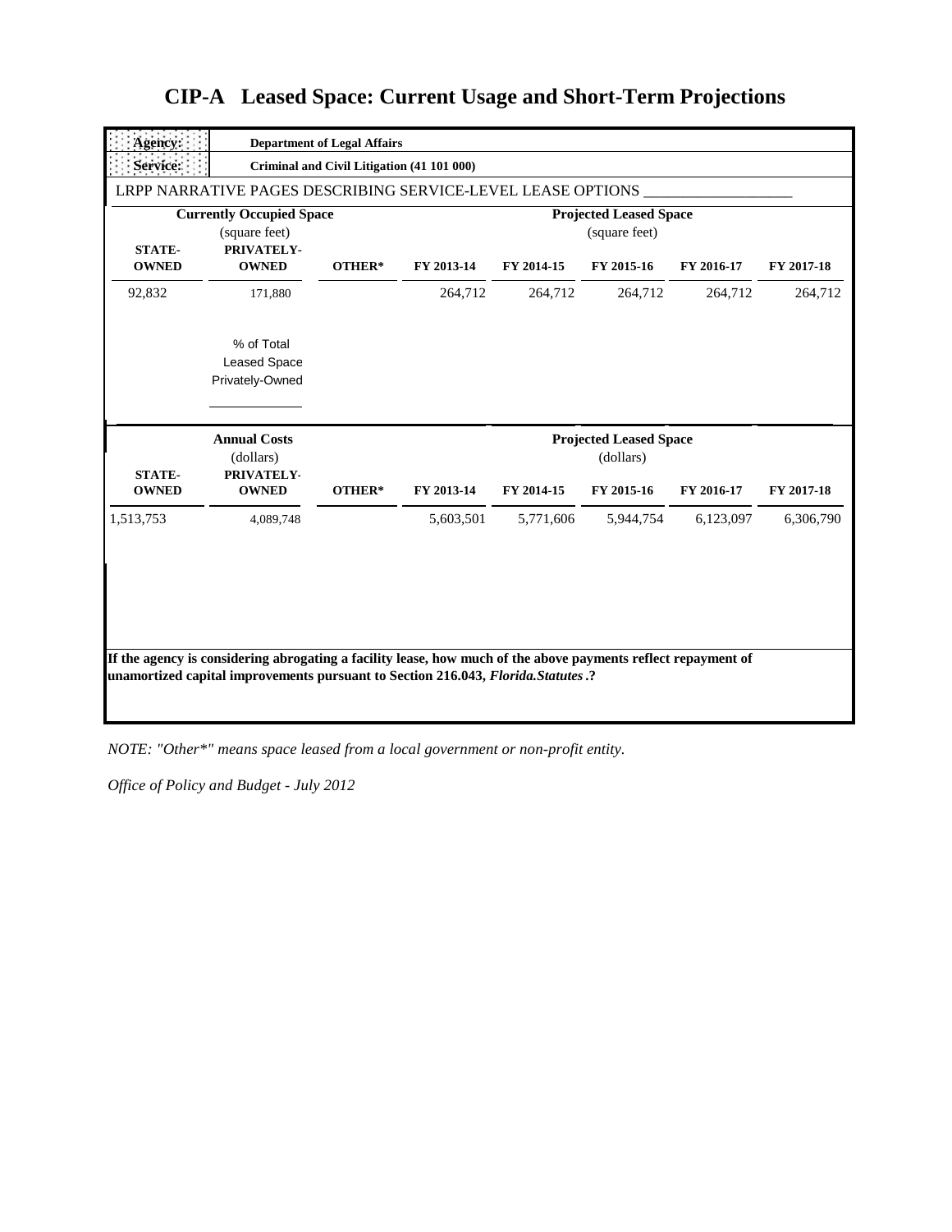# CIP-A Leased Space: Current Usage and Short-Term Projections

| Agency: | Department of Legal Affairs | | | | | | |
|---|---|---|---|---|---|---|---|
| Service: | Criminal and Civil Litigation (41 101 000) | | | | | | |

LRPP NARRATIVE PAGES DESCRIBING SERVICE-LEVEL LEASE OPTIONS ___________________

| Currently Occupied Space (square feet) | | | Projected Leased Space (square feet) | | | | |
|---|---|---|---|---|---|---|---|
| STATE-OWNED | PRIVATELY-OWNED | OTHER* | FY 2013-14 | FY 2014-15 | FY 2015-16 | FY 2016-17 | FY 2017-18 |
| 92,832 | 171,880 | | 264,712 | 264,712 | 264,712 | 264,712 | 264,712 |
| | % of Total Leased Space Privately-Owned | | | | | | |

| Annual Costs (dollars) | | | Projected Leased Space (dollars) | | | | |
|---|---|---|---|---|---|---|---|
| STATE-OWNED | PRIVATELY-OWNED | OTHER* | FY 2013-14 | FY 2014-15 | FY 2015-16 | FY 2016-17 | FY 2017-18 |
| 1,513,753 | 4,089,748 | | 5,603,501 | 5,771,606 | 5,944,754 | 6,123,097 | 6,306,790 |

**If the agency is considering abrogating a facility lease, how much of the above payments reflect repayment of unamortized capital improvements pursuant to Section 216.043, *Florida.Statutes*.?**

*NOTE: "Other*" means space leased from a local government or non-profit entity.*

*Office of Policy and Budget - July 2012*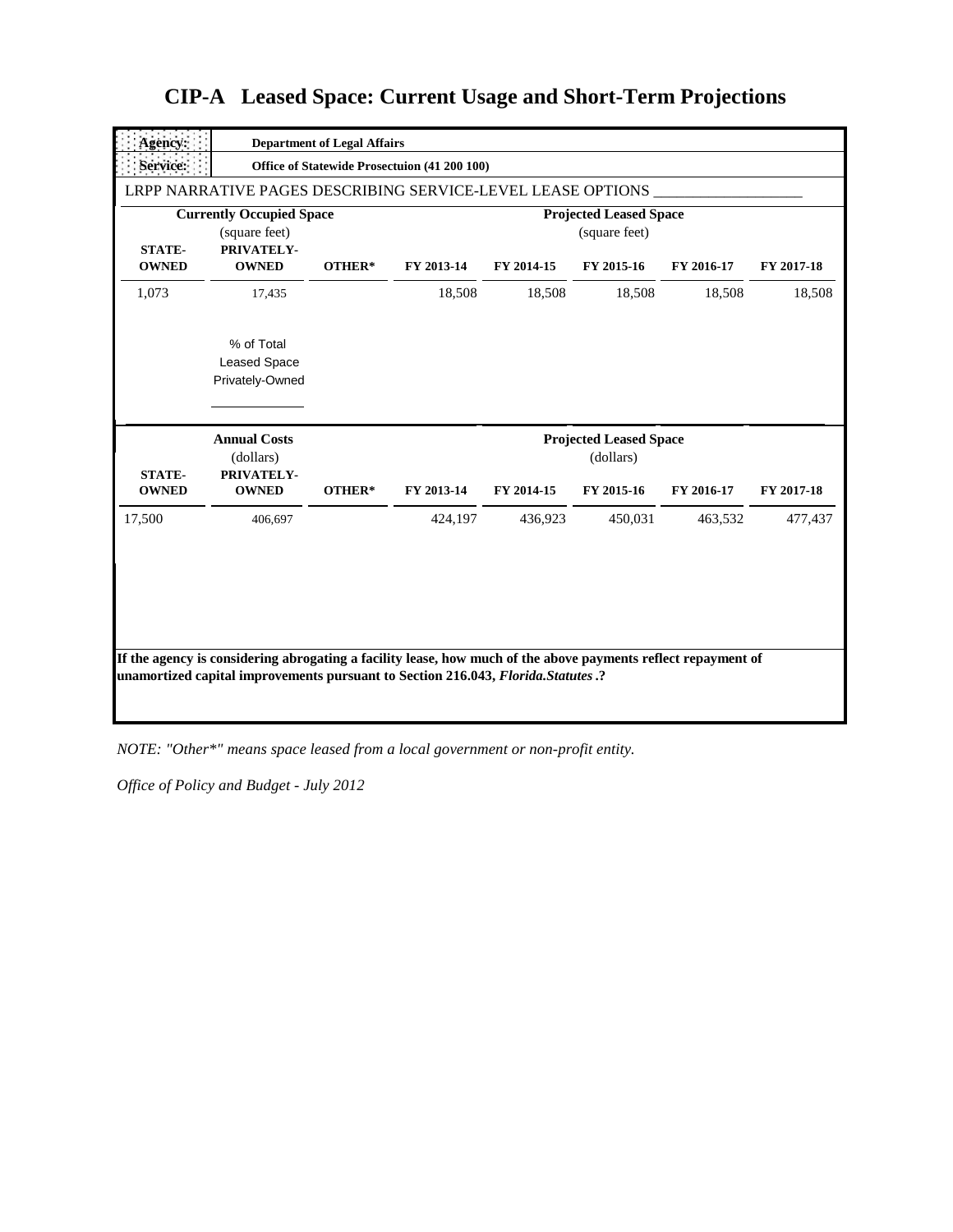# CIP-A Leased Space: Current Usage and Short-Term Projections

| **Agency:** | **Department of Legal Affairs** | | | | | | |
|---|---|---|---|---|---|---|---|
| **Service:** | **Office of Statewide Prosectuion (41 200 100)** | | | | | | |

LRPP NARRATIVE PAGES DESCRIBING SERVICE-LEVEL LEASE OPTIONS ___________________

| **Currently Occupied Space** (square feet) | | | **Projected Leased Space** (square feet) | | | | |
|---|---|---|---|---|---|---|---|
| **STATE-OWNED** | **PRIVATELY-OWNED** | **OTHER*** | **FY 2013-14** | **FY 2014-15** | **FY 2015-16** | **FY 2016-17** | **FY 2017-18** |
| 1,073 | 17,435 | | 18,508 | 18,508 | 18,508 | 18,508 | 18,508 |

% of Total Leased Space Privately-Owned ____________

| **Annual Costs** (dollars) | | | **Projected Leased Space** (dollars) | | | | |
|---|---|---|---|---|---|---|---|
| **STATE-OWNED** | **PRIVATELY-OWNED** | **OTHER*** | **FY 2013-14** | **FY 2014-15** | **FY 2015-16** | **FY 2016-17** | **FY 2017-18** |
| 17,500 | 406,697 | | 424,197 | 436,923 | 450,031 | 463,532 | 477,437 |

**If the agency is considering abrogating a facility lease, how much of the above payments reflect repayment of unamortized capital improvements pursuant to Section 216.043, *Florida.Statutes*.?**

*NOTE: "Other*" means space leased from a local government or non-profit entity.*

*Office of Policy and Budget - July 2012*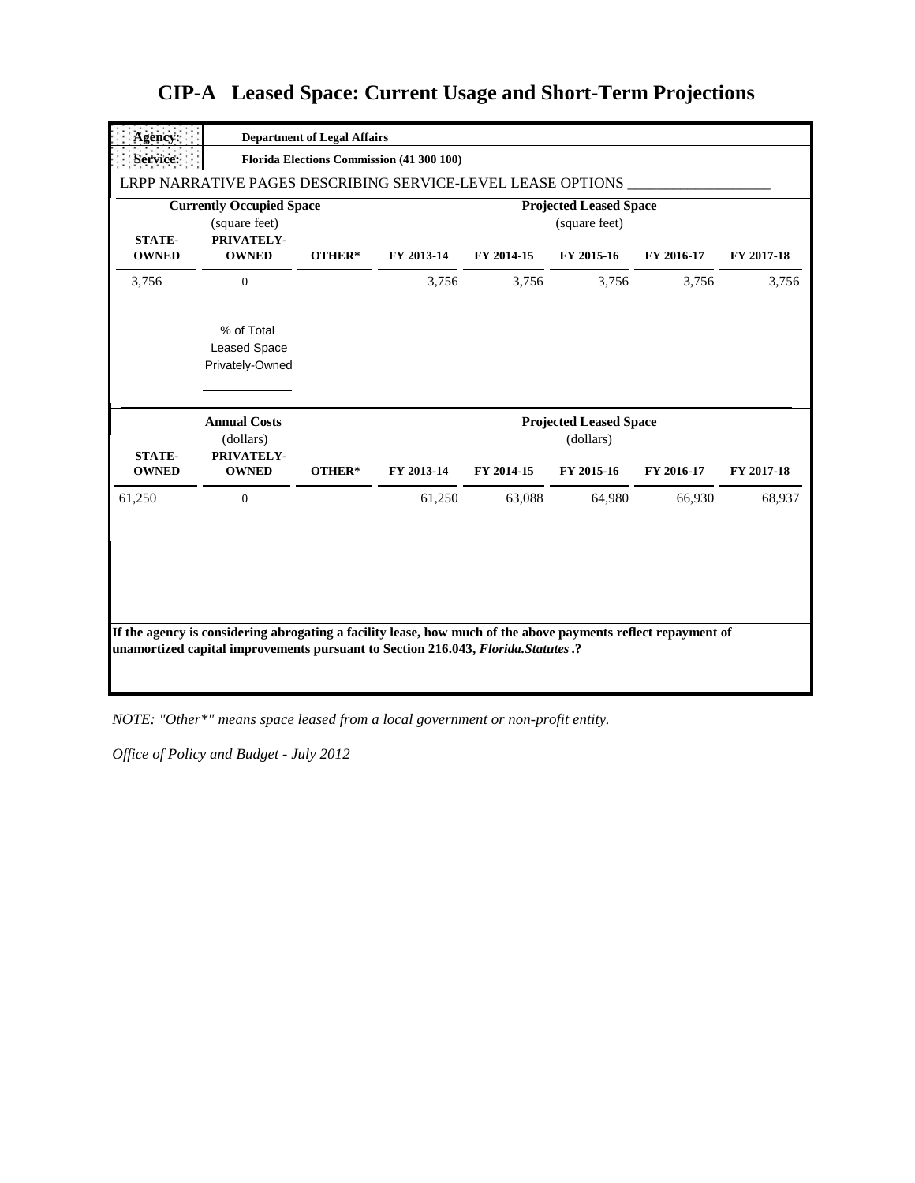# CIP-A Leased Space: Current Usage and Short-Term Projections

**Agency:** **Department of Legal Affairs**

**Service:** **Florida Elections Commission (41 300 100)**

LRPP NARRATIVE PAGES DESCRIBING SERVICE-LEVEL LEASE OPTIONS ___________________

| **Currently Occupied Space** (square feet) | | | **Projected Leased Space** (square feet) | | | | |
|---|---|---|---|---|---|---|---|
| **STATE-OWNED** | **PRIVATELY-OWNED** | **OTHER*** | **FY 2013-14** | **FY 2014-15** | **FY 2015-16** | **FY 2016-17** | **FY 2017-18** |
| 3,756 | 0 | | 3,756 | 3,756 | 3,756 | 3,756 | 3,756 |

% of Total Leased Space Privately-Owned

| **Annual Costs** (dollars) | | | **Projected Leased Space** (dollars) | | | | |
|---|---|---|---|---|---|---|---|
| **STATE-OWNED** | **PRIVATELY-OWNED** | **OTHER*** | **FY 2013-14** | **FY 2014-15** | **FY 2015-16** | **FY 2016-17** | **FY 2017-18** |
| 61,250 | 0 | | 61,250 | 63,088 | 64,980 | 66,930 | 68,937 |

**If the agency is considering abrogating a facility lease, how much of the above payments reflect repayment of unamortized capital improvements pursuant to Section 216.043, *Florida.Statutes*.?**

*NOTE: "Other*" means space leased from a local government or non-profit entity.*

*Office of Policy and Budget - July 2012*